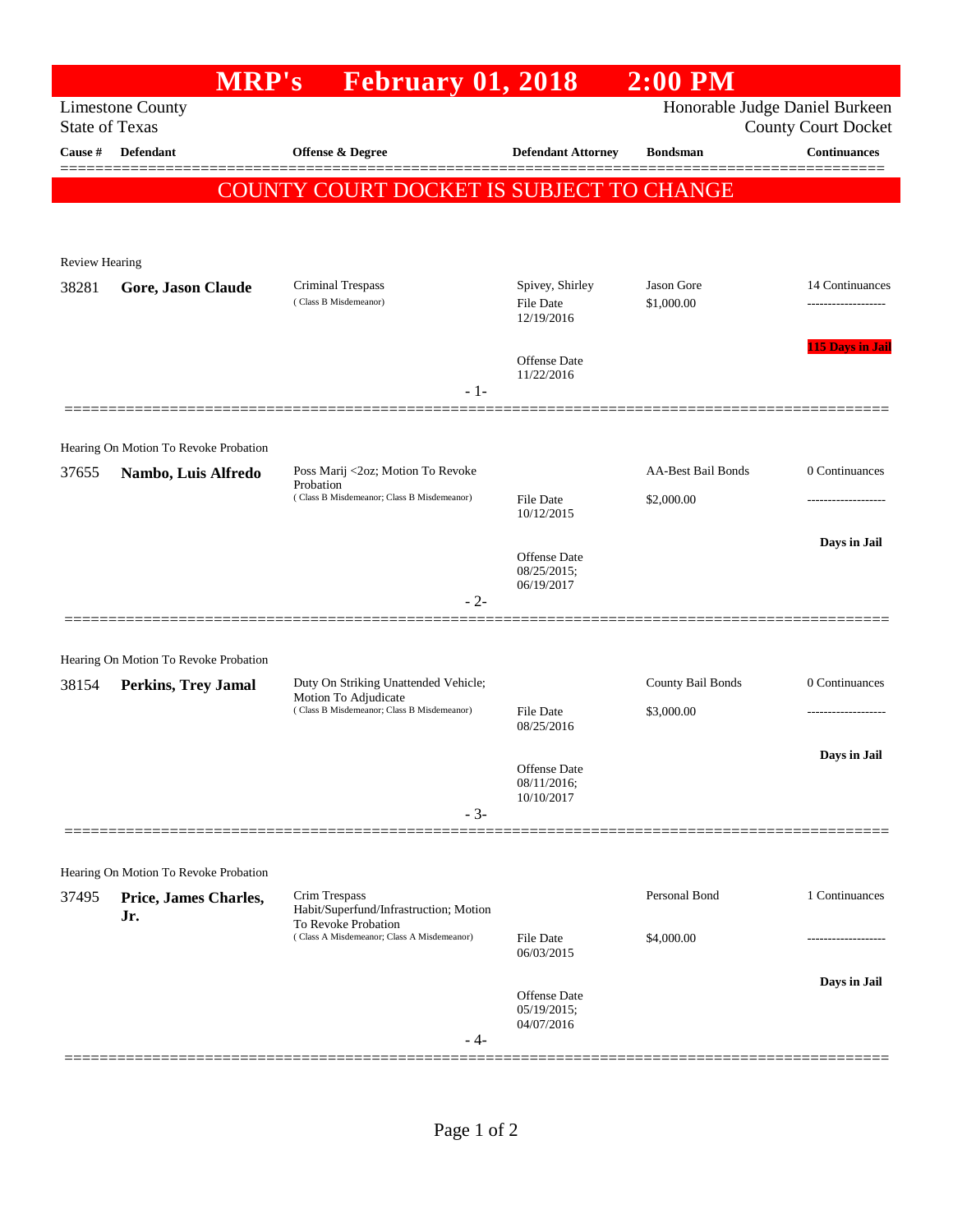# MRP's February 01, 2018 2:00 PM

Limestone County
State of Texas

Honorable Judge Daniel Burkeen
County Court Docket

**COUNTY COURT DOCKET IS SUBJECT TO CHANGE**

| Cause # | Defendant | Offense & Degree | Defendant Attorney | Bondsman | Continuances |
|---|---|---|---|---|---|
| **Review Hearing** | | | | | |
| 38281 | **Gore, Jason Claude** | Criminal Trespass (Class B Misdemeanor) | Spivey, Shirley<br>File Date 12/19/2016<br>Offense Date 11/22/2016 | Jason Gore<br>$1,000.00 | 14 Continuances<br>115 Days in Jail |
| **Hearing On Motion To Revoke Probation** | | | | | |
| 37655 | **Nambo, Luis Alfredo** | Poss Marij <2oz; Motion To Revoke Probation (Class B Misdemeanor; Class B Misdemeanor) | File Date 10/12/2015<br>Offense Date 08/25/2015; 06/19/2017 | AA-Best Bail Bonds<br>$2,000.00 | 0 Continuances<br>Days in Jail |
| **Hearing On Motion To Revoke Probation** | | | | | |
| 38154 | **Perkins, Trey Jamal** | Duty On Striking Unattended Vehicle; Motion To Adjudicate (Class B Misdemeanor; Class B Misdemeanor) | File Date 08/25/2016<br>Offense Date 08/11/2016; 10/10/2017 | County Bail Bonds<br>$3,000.00 | 0 Continuances<br>Days in Jail |
| **Hearing On Motion To Revoke Probation** | | | | | |
| 37495 | **Price, James Charles, Jr.** | Crim Trespass Habit/Superfund/Infrastruction; Motion To Revoke Probation (Class A Misdemeanor; Class A Misdemeanor) | File Date 06/03/2015<br>Offense Date 05/19/2015; 04/07/2016 | Personal Bond<br>$4,000.00 | 1 Continuances<br>Days in Jail |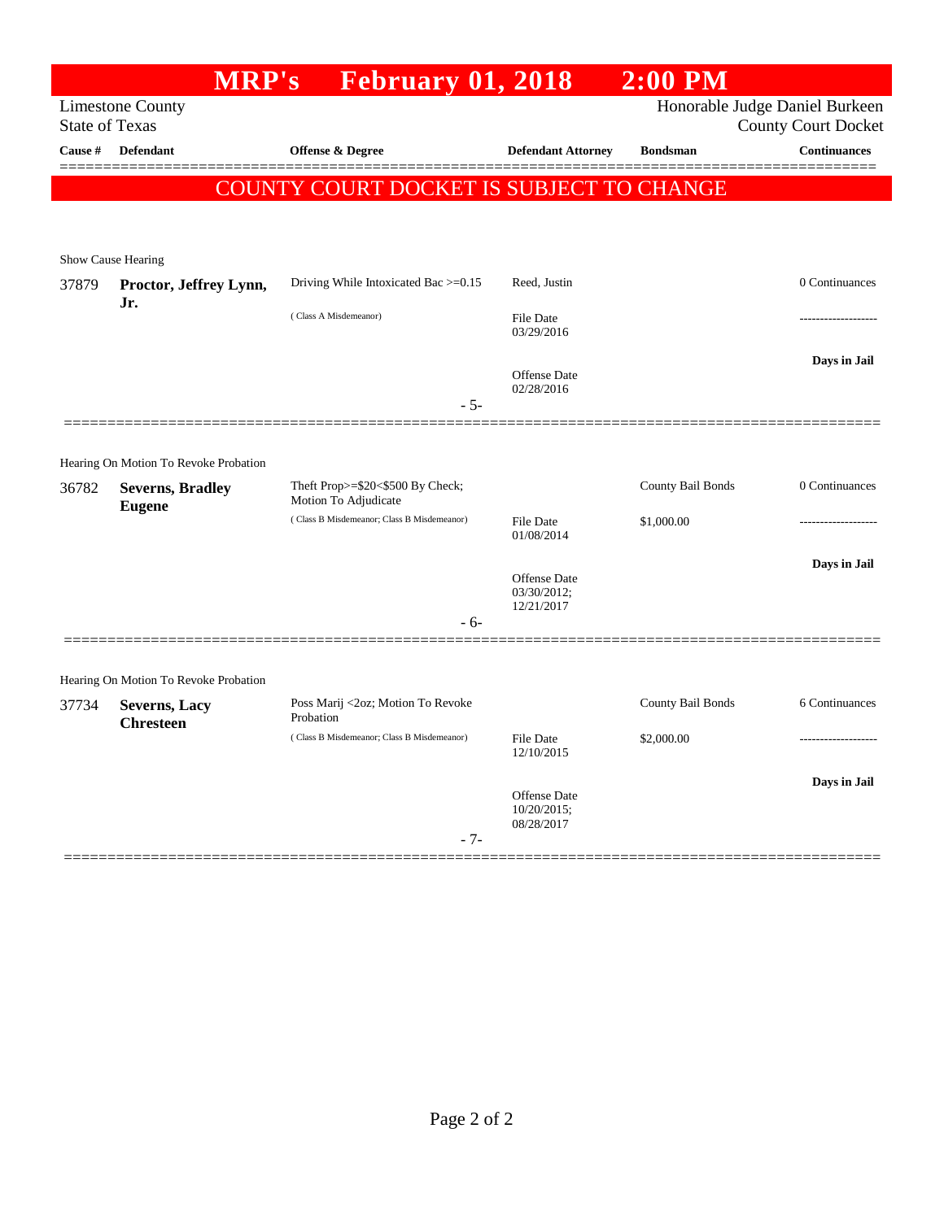# MRP's February 01, 2018 2:00 PM

Limestone County
State of Texas

Honorable Judge Daniel Burkeen
County Court Docket

| Cause # | Defendant | Offense & Degree | Defendant Attorney | Bondsman | Continuances |
|---|---|---|---|---|---|

## COUNTY COURT DOCKET IS SUBJECT TO CHANGE

Show Cause Hearing

| Cause # | Defendant | Offense & Degree | Defendant Attorney | Bondsman | Continuances |
|---|---|---|---|---|---|
| 37879 | **Proctor, Jeffrey Lynn, Jr.** | Driving While Intoxicated Bac >=0.15 | Reed, Justin | | 0 Continuances |
| | | ( Class A Misdemeanor) | File Date 03/29/2016 | | ------------------- |
| | | | Offense Date 02/28/2016 | | **Days in Jail** |

- 5-

Hearing On Motion To Revoke Probation

| Cause # | Defendant | Offense & Degree | Defendant Attorney | Bondsman | Continuances |
|---|---|---|---|---|---|
| 36782 | **Severns, Bradley Eugene** | Theft Prop>=$20<$500 By Check; Motion To Adjudicate | | County Bail Bonds | 0 Continuances |
| | | ( Class B Misdemeanor; Class B Misdemeanor) | File Date 01/08/2014 | $1,000.00 | ------------------- |
| | | | Offense Date 03/30/2012; 12/21/2017 | | **Days in Jail** |

- 6-

Hearing On Motion To Revoke Probation

| Cause # | Defendant | Offense & Degree | Defendant Attorney | Bondsman | Continuances |
|---|---|---|---|---|---|
| 37734 | **Severns, Lacy Chresteen** | Poss Marij <2oz; Motion To Revoke Probation | | County Bail Bonds | 6 Continuances |
| | | ( Class B Misdemeanor; Class B Misdemeanor) | File Date 12/10/2015 | $2,000.00 | ------------------- |
| | | | Offense Date 10/20/2015; 08/28/2017 | | **Days in Jail** |

- 7-